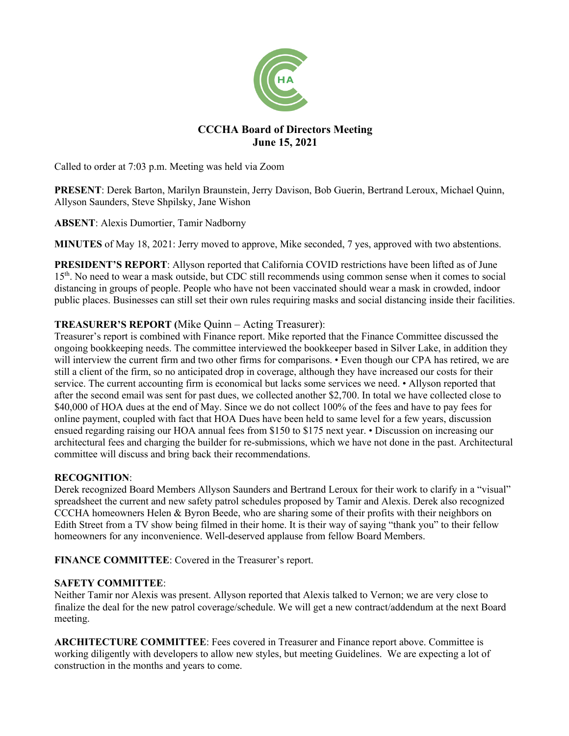# CCCHA Board of Directors Meeting
## June 15, 2021

Called to order at 7:03 p.m. Meeting was held via Zoom

**PRESENT**: Derek Barton, Marilyn Braunstein, Jerry Davison, Bob Guerin, Bertrand Leroux, Michael Quinn, Allyson Saunders, Steve Shpilsky, Jane Wishon

**ABSENT**: Alexis Dumortier, Tamir Nadborny

**MINUTES** of May 18, 2021: Jerry moved to approve, Mike seconded, 7 yes, approved with two abstentions.

**PRESIDENT'S REPORT**: Allyson reported that California COVID restrictions have been lifted as of June 15th. No need to wear a mask outside, but CDC still recommends using common sense when it comes to social distancing in groups of people. People who have not been vaccinated should wear a mask in crowded, indoor public places. Businesses can still set their own rules requiring masks and social distancing inside their facilities.

**TREASURER'S REPORT (**Mike Quinn – Acting Treasurer):

Treasurer's report is combined with Finance report. Mike reported that the Finance Committee discussed the ongoing bookkeeping needs. The committee interviewed the bookkeeper based in Silver Lake, in addition they will interview the current firm and two other firms for comparisons. • Even though our CPA has retired, we are still a client of the firm, so no anticipated drop in coverage, although they have increased our costs for their service. The current accounting firm is economical but lacks some services we need. • Allyson reported that after the second email was sent for past dues, we collected another $2,700. In total we have collected close to $40,000 of HOA dues at the end of May. Since we do not collect 100% of the fees and have to pay fees for online payment, coupled with fact that HOA Dues have been held to same level for a few years, discussion ensued regarding raising our HOA annual fees from $150 to $175 next year. • Discussion on increasing our architectural fees and charging the builder for re-submissions, which we have not done in the past. Architectural committee will discuss and bring back their recommendations.

**RECOGNITION**:

Derek recognized Board Members Allyson Saunders and Bertrand Leroux for their work to clarify in a "visual" spreadsheet the current and new safety patrol schedules proposed by Tamir and Alexis. Derek also recognized CCCHA homeowners Helen & Byron Beede, who are sharing some of their profits with their neighbors on Edith Street from a TV show being filmed in their home. It is their way of saying "thank you" to their fellow homeowners for any inconvenience. Well-deserved applause from fellow Board Members.

**FINANCE COMMITTEE**: Covered in the Treasurer's report.

**SAFETY COMMITTEE**:

Neither Tamir nor Alexis was present. Allyson reported that Alexis talked to Vernon; we are very close to finalize the deal for the new patrol coverage/schedule. We will get a new contract/addendum at the next Board meeting.

**ARCHITECTURE COMMITTEE**: Fees covered in Treasurer and Finance report above. Committee is working diligently with developers to allow new styles, but meeting Guidelines. We are expecting a lot of construction in the months and years to come.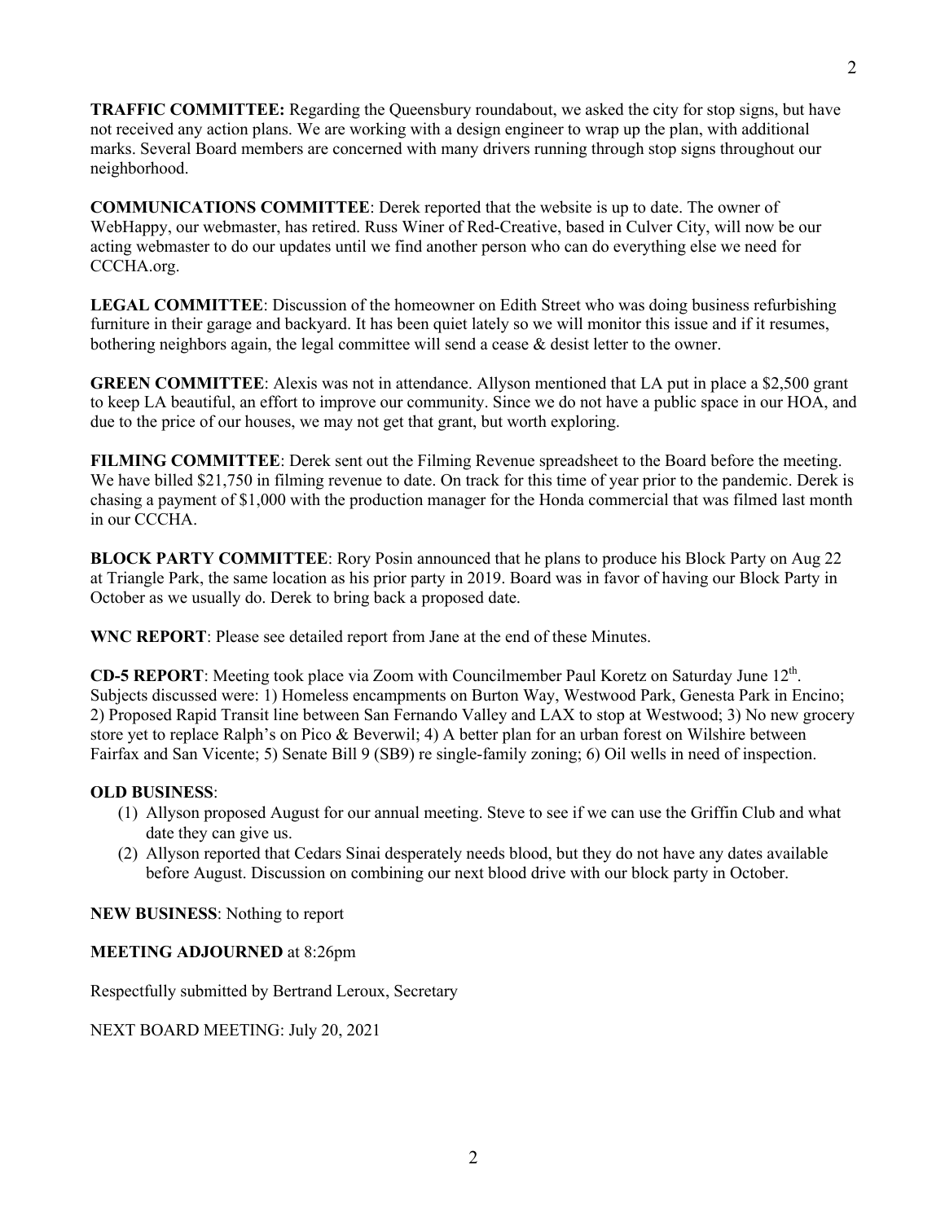**TRAFFIC COMMITTEE:** Regarding the Queensbury roundabout, we asked the city for stop signs, but have not received any action plans. We are working with a design engineer to wrap up the plan, with additional marks. Several Board members are concerned with many drivers running through stop signs throughout our neighborhood.

**COMMUNICATIONS COMMITTEE**: Derek reported that the website is up to date. The owner of WebHappy, our webmaster, has retired. Russ Winer of Red-Creative, based in Culver City, will now be our acting webmaster to do our updates until we find another person who can do everything else we need for CCCHA.org.

**LEGAL COMMITTEE**: Discussion of the homeowner on Edith Street who was doing business refurbishing furniture in their garage and backyard. It has been quiet lately so we will monitor this issue and if it resumes, bothering neighbors again, the legal committee will send a cease & desist letter to the owner.

**GREEN COMMITTEE**: Alexis was not in attendance. Allyson mentioned that LA put in place a $2,500 grant to keep LA beautiful, an effort to improve our community. Since we do not have a public space in our HOA, and due to the price of our houses, we may not get that grant, but worth exploring.

**FILMING COMMITTEE**: Derek sent out the Filming Revenue spreadsheet to the Board before the meeting. We have billed $21,750 in filming revenue to date. On track for this time of year prior to the pandemic. Derek is chasing a payment of $1,000 with the production manager for the Honda commercial that was filmed last month in our CCCHA.

**BLOCK PARTY COMMITTEE**: Rory Posin announced that he plans to produce his Block Party on Aug 22 at Triangle Park, the same location as his prior party in 2019. Board was in favor of having our Block Party in October as we usually do. Derek to bring back a proposed date.

**WNC REPORT**: Please see detailed report from Jane at the end of these Minutes.

**CD-5 REPORT**: Meeting took place via Zoom with Councilmember Paul Koretz on Saturday June 12th. Subjects discussed were: 1) Homeless encampments on Burton Way, Westwood Park, Genesta Park in Encino; 2) Proposed Rapid Transit line between San Fernando Valley and LAX to stop at Westwood; 3) No new grocery store yet to replace Ralph's on Pico & Beverwil; 4) A better plan for an urban forest on Wilshire between Fairfax and San Vicente; 5) Senate Bill 9 (SB9) re single-family zoning; 6) Oil wells in need of inspection.

**OLD BUSINESS**:

1. Allyson proposed August for our annual meeting. Steve to see if we can use the Griffin Club and what date they can give us.
2. Allyson reported that Cedars Sinai desperately needs blood, but they do not have any dates available before August. Discussion on combining our next blood drive with our block party in October.

**NEW BUSINESS**: Nothing to report

**MEETING ADJOURNED** at 8:26pm

Respectfully submitted by Bertrand Leroux, Secretary

NEXT BOARD MEETING: July 20, 2021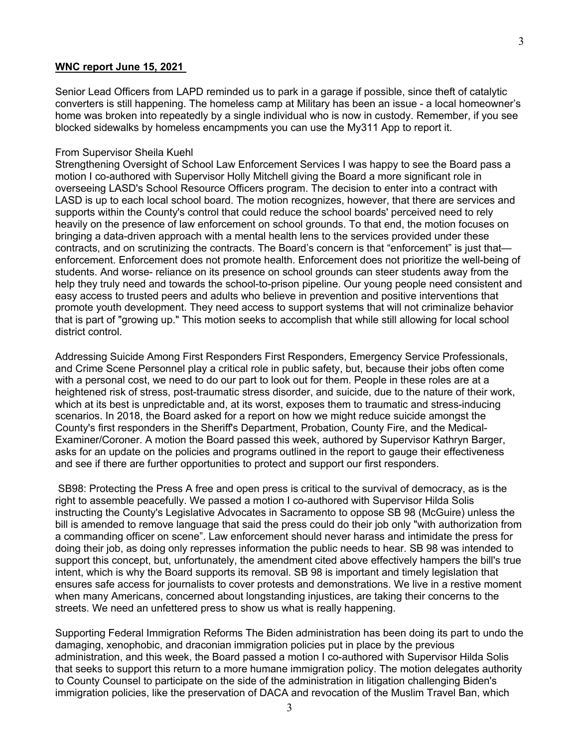**WNC report June 15, 2021**

Senior Lead Officers from LAPD reminded us to park in a garage if possible, since theft of catalytic converters is still happening. The homeless camp at Military has been an issue - a local homeowner's home was broken into repeatedly by a single individual who is now in custody. Remember, if you see blocked sidewalks by homeless encampments you can use the My311 App to report it.

From Supervisor Sheila Kuehl

Strengthening Oversight of School Law Enforcement Services I was happy to see the Board pass a motion I co-authored with Supervisor Holly Mitchell giving the Board a more significant role in overseeing LASD's School Resource Officers program. The decision to enter into a contract with LASD is up to each local school board. The motion recognizes, however, that there are services and supports within the County's control that could reduce the school boards' perceived need to rely heavily on the presence of law enforcement on school grounds. To that end, the motion focuses on bringing a data-driven approach with a mental health lens to the services provided under these contracts, and on scrutinizing the contracts. The Board's concern is that "enforcement" is just that—enforcement. Enforcement does not promote health. Enforcement does not prioritize the well-being of students. And worse- reliance on its presence on school grounds can steer students away from the help they truly need and towards the school-to-prison pipeline. Our young people need consistent and easy access to trusted peers and adults who believe in prevention and positive interventions that promote youth development. They need access to support systems that will not criminalize behavior that is part of "growing up." This motion seeks to accomplish that while still allowing for local school district control.

Addressing Suicide Among First Responders First Responders, Emergency Service Professionals, and Crime Scene Personnel play a critical role in public safety, but, because their jobs often come with a personal cost, we need to do our part to look out for them. People in these roles are at a heightened risk of stress, post-traumatic stress disorder, and suicide, due to the nature of their work, which at its best is unpredictable and, at its worst, exposes them to traumatic and stress-inducing scenarios. In 2018, the Board asked for a report on how we might reduce suicide amongst the County's first responders in the Sheriff's Department, Probation, County Fire, and the Medical-Examiner/Coroner. A motion the Board passed this week, authored by Supervisor Kathryn Barger, asks for an update on the policies and programs outlined in the report to gauge their effectiveness and see if there are further opportunities to protect and support our first responders.

SB98: Protecting the Press A free and open press is critical to the survival of democracy, as is the right to assemble peacefully. We passed a motion I co-authored with Supervisor Hilda Solis instructing the County's Legislative Advocates in Sacramento to oppose SB 98 (McGuire) unless the bill is amended to remove language that said the press could do their job only "with authorization from a commanding officer on scene". Law enforcement should never harass and intimidate the press for doing their job, as doing only represses information the public needs to hear. SB 98 was intended to support this concept, but, unfortunately, the amendment cited above effectively hampers the bill's true intent, which is why the Board supports its removal. SB 98 is important and timely legislation that ensures safe access for journalists to cover protests and demonstrations. We live in a restive moment when many Americans, concerned about longstanding injustices, are taking their concerns to the streets. We need an unfettered press to show us what is really happening.

Supporting Federal Immigration Reforms The Biden administration has been doing its part to undo the damaging, xenophobic, and draconian immigration policies put in place by the previous administration, and this week, the Board passed a motion I co-authored with Supervisor Hilda Solis that seeks to support this return to a more humane immigration policy. The motion delegates authority to County Counsel to participate on the side of the administration in litigation challenging Biden's immigration policies, like the preservation of DACA and revocation of the Muslim Travel Ban, which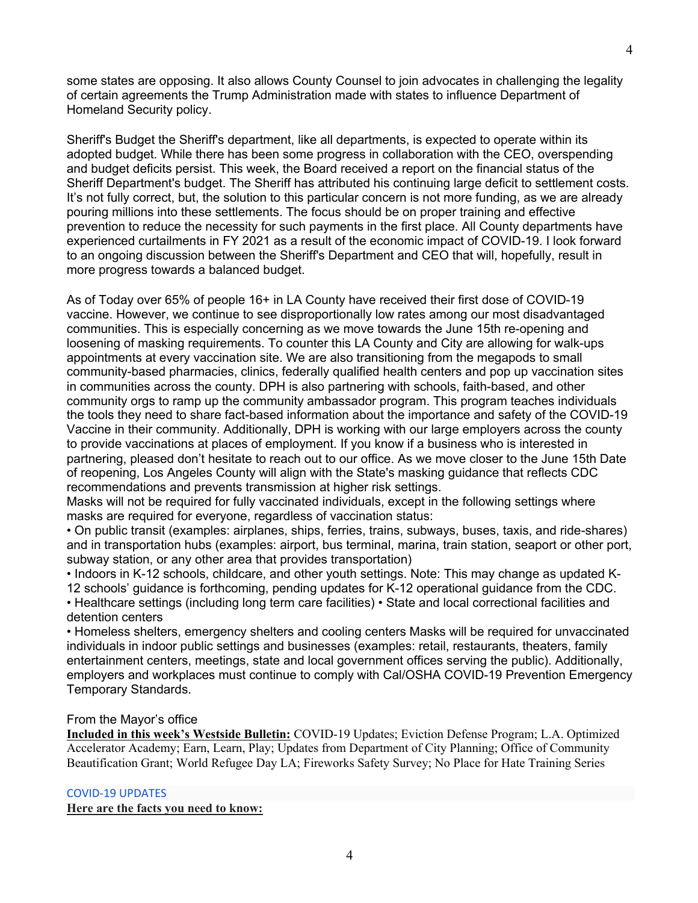some states are opposing. It also allows County Counsel to join advocates in challenging the legality of certain agreements the Trump Administration made with states to influence Department of Homeland Security policy.

Sheriff's Budget the Sheriff's department, like all departments, is expected to operate within its adopted budget. While there has been some progress in collaboration with the CEO, overspending and budget deficits persist. This week, the Board received a report on the financial status of the Sheriff Department's budget. The Sheriff has attributed his continuing large deficit to settlement costs. It's not fully correct, but, the solution to this particular concern is not more funding, as we are already pouring millions into these settlements. The focus should be on proper training and effective prevention to reduce the necessity for such payments in the first place. All County departments have experienced curtailments in FY 2021 as a result of the economic impact of COVID-19. I look forward to an ongoing discussion between the Sheriff's Department and CEO that will, hopefully, result in more progress towards a balanced budget.

As of Today over 65% of people 16+ in LA County have received their first dose of COVID-19 vaccine. However, we continue to see disproportionally low rates among our most disadvantaged communities. This is especially concerning as we move towards the June 15th re-opening and loosening of masking requirements. To counter this LA County and City are allowing for walk-ups appointments at every vaccination site. We are also transitioning from the megapods to small community-based pharmacies, clinics, federally qualified health centers and pop up vaccination sites in communities across the county. DPH is also partnering with schools, faith-based, and other community orgs to ramp up the community ambassador program. This program teaches individuals the tools they need to share fact-based information about the importance and safety of the COVID-19 Vaccine in their community. Additionally, DPH is working with our large employers across the county to provide vaccinations at places of employment. If you know if a business who is interested in partnering, pleased don't hesitate to reach out to our office. As we move closer to the June 15th Date of reopening, Los Angeles County will align with the State's masking guidance that reflects CDC recommendations and prevents transmission at higher risk settings.
Masks will not be required for fully vaccinated individuals, except in the following settings where masks are required for everyone, regardless of vaccination status:
• On public transit (examples: airplanes, ships, ferries, trains, subways, buses, taxis, and ride-shares) and in transportation hubs (examples: airport, bus terminal, marina, train station, seaport or other port, subway station, or any other area that provides transportation)
• Indoors in K-12 schools, childcare, and other youth settings. Note: This may change as updated K-12 schools' guidance is forthcoming, pending updates for K-12 operational guidance from the CDC.
• Healthcare settings (including long term care facilities) • State and local correctional facilities and detention centers
• Homeless shelters, emergency shelters and cooling centers Masks will be required for unvaccinated individuals in indoor public settings and businesses (examples: retail, restaurants, theaters, family entertainment centers, meetings, state and local government offices serving the public). Additionally, employers and workplaces must continue to comply with Cal/OSHA COVID-19 Prevention Emergency Temporary Standards.

From the Mayor's office
**Included in this week's Westside Bulletin:** COVID-19 Updates; Eviction Defense Program; L.A. Optimized Accelerator Academy; Earn, Learn, Play; Updates from Department of City Planning; Office of Community Beautification Grant; World Refugee Day LA; Fireworks Safety Survey; No Place for Hate Training Series

COVID-19 UPDATES
**Here are the facts you need to know:**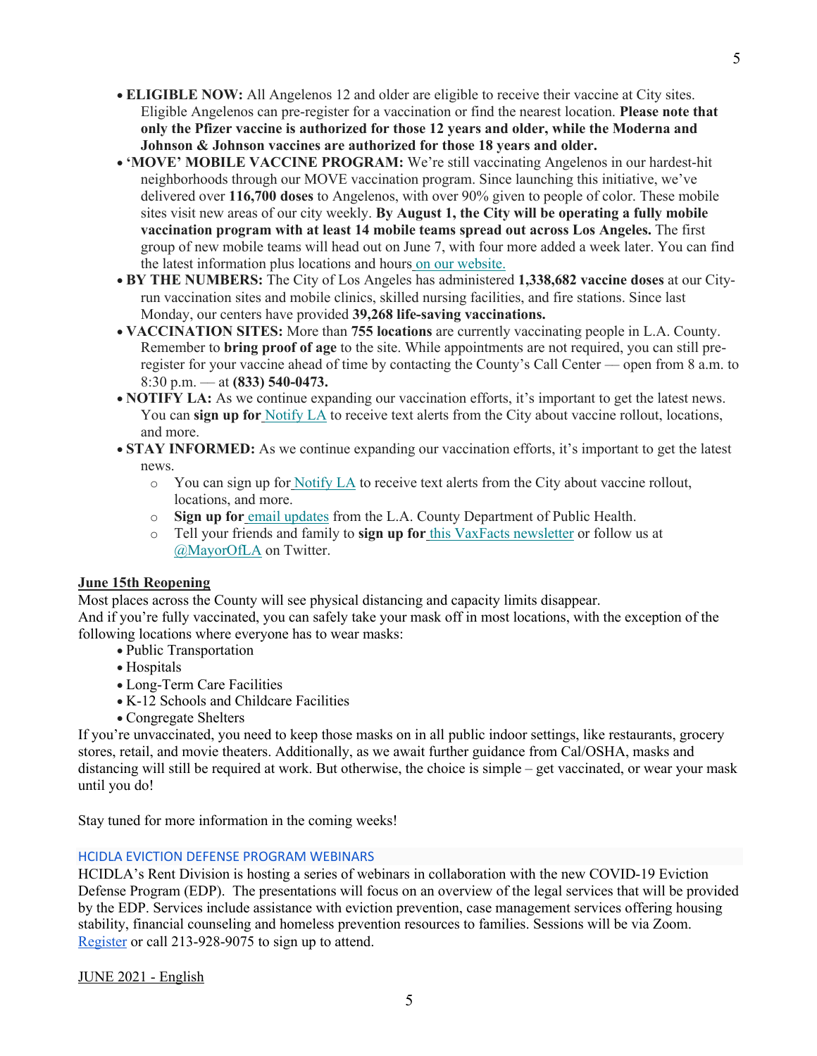- **ELIGIBLE NOW:** All Angelenos 12 and older are eligible to receive their vaccine at City sites. Eligible Angelenos can pre-register for a vaccination or find the nearest location. **Please note that only the Pfizer vaccine is authorized for those 12 years and older, while the Moderna and Johnson & Johnson vaccines are authorized for those 18 years and older.**
- **'MOVE' MOBILE VACCINE PROGRAM:** We're still vaccinating Angelenos in our hardest-hit neighborhoods through our MOVE vaccination program. Since launching this initiative, we've delivered over **116,700 doses** to Angelenos, with over 90% given to people of color. These mobile sites visit new areas of our city weekly. **By August 1, the City will be operating a fully mobile vaccination program with at least 14 mobile teams spread out across Los Angeles.** The first group of new mobile teams will head out on June 7, with four more added a week later. You can find the latest information plus locations and hours on our website.
- **BY THE NUMBERS:** The City of Los Angeles has administered **1,338,682 vaccine doses** at our City-run vaccination sites and mobile clinics, skilled nursing facilities, and fire stations. Since last Monday, our centers have provided **39,268 life-saving vaccinations.**
- **VACCINATION SITES:** More than **755 locations** are currently vaccinating people in L.A. County. Remember to **bring proof of age** to the site. While appointments are not required, you can still pre-register for your vaccine ahead of time by contacting the County's Call Center — open from 8 a.m. to 8:30 p.m. — at **(833) 540-0473.**
- **NOTIFY LA:** As we continue expanding our vaccination efforts, it's important to get the latest news. You can **sign up for** Notify LA to receive text alerts from the City about vaccine rollout, locations, and more.
- **STAY INFORMED:** As we continue expanding our vaccination efforts, it's important to get the latest news.
  - You can sign up for Notify LA to receive text alerts from the City about vaccine rollout, locations, and more.
  - **Sign up for** email updates from the L.A. County Department of Public Health.
  - Tell your friends and family to **sign up for** this VaxFacts newsletter or follow us at @MayorOfLA on Twitter.

## June 15th Reopening

Most places across the County will see physical distancing and capacity limits disappear.
And if you're fully vaccinated, you can safely take your mask off in most locations, with the exception of the following locations where everyone has to wear masks:

- Public Transportation
- Hospitals
- Long-Term Care Facilities
- K-12 Schools and Childcare Facilities
- Congregate Shelters

If you're unvaccinated, you need to keep those masks on in all public indoor settings, like restaurants, grocery stores, retail, and movie theaters. Additionally, as we await further guidance from Cal/OSHA, masks and distancing will still be required at work. But otherwise, the choice is simple – get vaccinated, or wear your mask until you do!

Stay tuned for more information in the coming weeks!

## HCIDLA EVICTION DEFENSE PROGRAM WEBINARS

HCIDLA's Rent Division is hosting a series of webinars in collaboration with the new COVID-19 Eviction Defense Program (EDP). The presentations will focus on an overview of the legal services that will be provided by the EDP. Services include assistance with eviction prevention, case management services offering housing stability, financial counseling and homeless prevention resources to families. Sessions will be via Zoom. Register or call 213-928-9075 to sign up to attend.

JUNE 2021 - English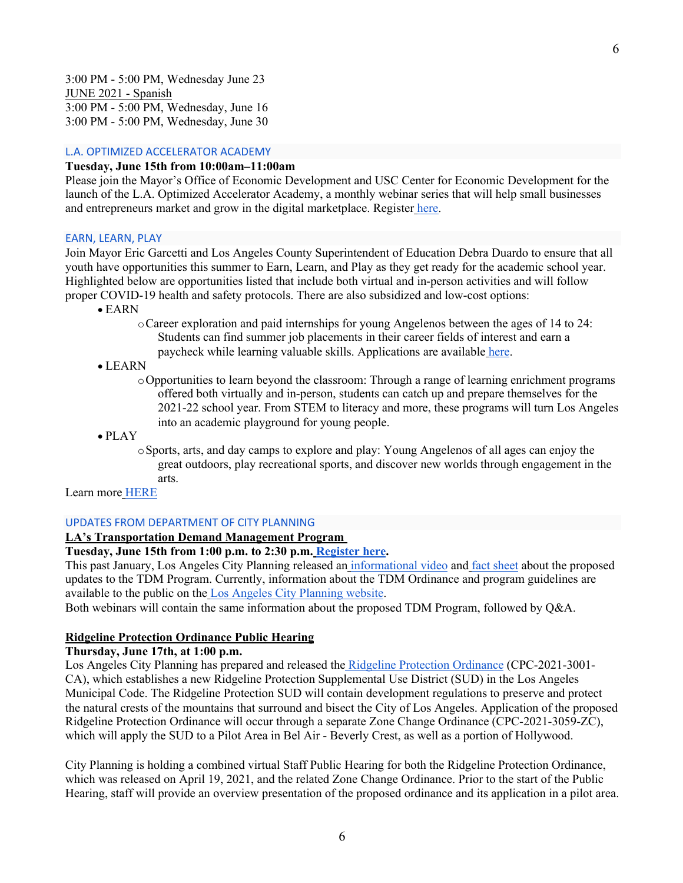3:00 PM - 5:00 PM, Wednesday June 23

JUNE 2021 - Spanish

3:00 PM - 5:00 PM, Wednesday, June 16

3:00 PM - 5:00 PM, Wednesday, June 30

## L.A. OPTIMIZED ACCELERATOR ACADEMY

**Tuesday, June 15th from 10:00am–11:00am**

Please join the Mayor's Office of Economic Development and USC Center for Economic Development for the launch of the L.A. Optimized Accelerator Academy, a monthly webinar series that will help small businesses and entrepreneurs market and grow in the digital marketplace. Register here.

## EARN, LEARN, PLAY

Join Mayor Eric Garcetti and Los Angeles County Superintendent of Education Debra Duardo to ensure that all youth have opportunities this summer to Earn, Learn, and Play as they get ready for the academic school year. Highlighted below are opportunities listed that include both virtual and in-person activities and will follow proper COVID-19 health and safety protocols. There are also subsidized and low-cost options:

- EARN
  - Career exploration and paid internships for young Angelenos between the ages of 14 to 24: Students can find summer job placements in their career fields of interest and earn a paycheck while learning valuable skills. Applications are available here.
- LEARN
  - Opportunities to learn beyond the classroom: Through a range of learning enrichment programs offered both virtually and in-person, students can catch up and prepare themselves for the 2021-22 school year. From STEM to literacy and more, these programs will turn Los Angeles into an academic playground for young people.
- PLAY
  - Sports, arts, and day camps to explore and play: Young Angelenos of all ages can enjoy the great outdoors, play recreational sports, and discover new worlds through engagement in the arts.

Learn more HERE

## UPDATES FROM DEPARTMENT OF CITY PLANNING

**LA's Transportation Demand Management Program**

**Tuesday, June 15th from 1:00 p.m. to 2:30 p.m. Register here.**

This past January, Los Angeles City Planning released an informational video and fact sheet about the proposed updates to the TDM Program. Currently, information about the TDM Ordinance and program guidelines are available to the public on the Los Angeles City Planning website.

Both webinars will contain the same information about the proposed TDM Program, followed by Q&A.

**Ridgeline Protection Ordinance Public Hearing**

**Thursday, June 17th, at 1:00 p.m.**

Los Angeles City Planning has prepared and released the Ridgeline Protection Ordinance (CPC-2021-3001-CA), which establishes a new Ridgeline Protection Supplemental Use District (SUD) in the Los Angeles Municipal Code. The Ridgeline Protection SUD will contain development regulations to preserve and protect the natural crests of the mountains that surround and bisect the City of Los Angeles. Application of the proposed Ridgeline Protection Ordinance will occur through a separate Zone Change Ordinance (CPC-2021-3059-ZC), which will apply the SUD to a Pilot Area in Bel Air - Beverly Crest, as well as a portion of Hollywood.

City Planning is holding a combined virtual Staff Public Hearing for both the Ridgeline Protection Ordinance, which was released on April 19, 2021, and the related Zone Change Ordinance. Prior to the start of the Public Hearing, staff will provide an overview presentation of the proposed ordinance and its application in a pilot area.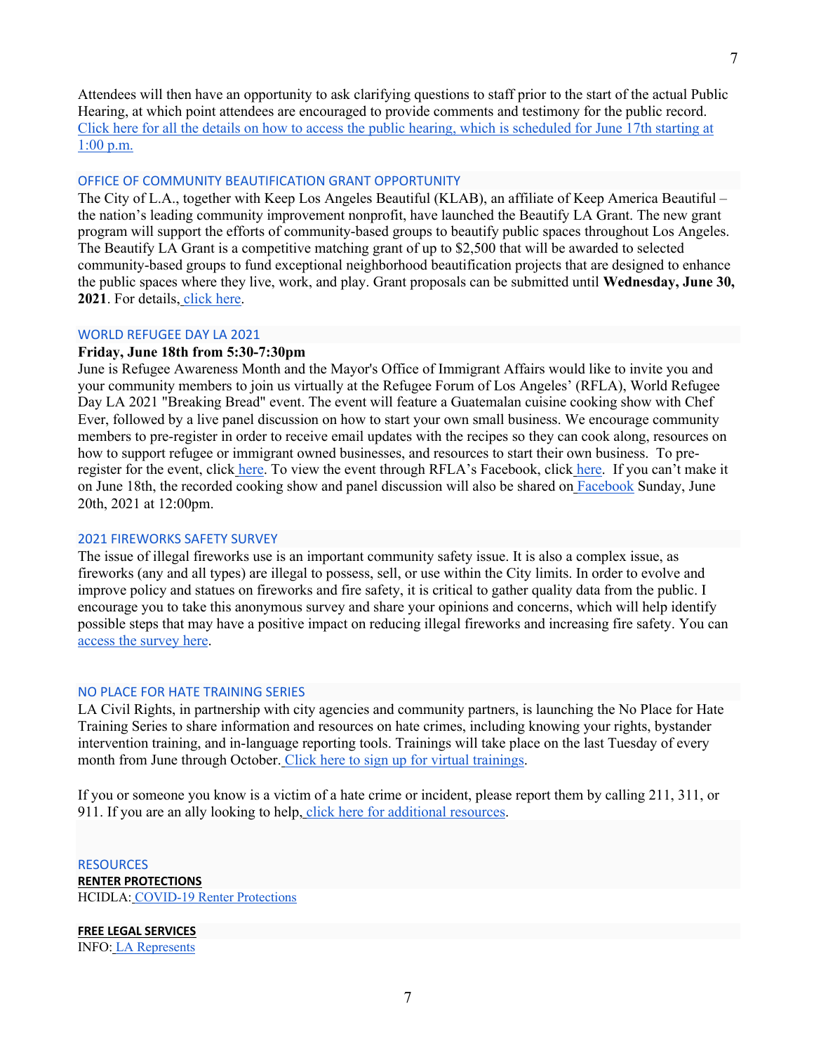Attendees will then have an opportunity to ask clarifying questions to staff prior to the start of the actual Public Hearing, at which point attendees are encouraged to provide comments and testimony for the public record. Click here for all the details on how to access the public hearing, which is scheduled for June 17th starting at 1:00 p.m.

## OFFICE OF COMMUNITY BEAUTIFICATION GRANT OPPORTUNITY

The City of L.A., together with Keep Los Angeles Beautiful (KLAB), an affiliate of Keep America Beautiful – the nation's leading community improvement nonprofit, have launched the Beautify LA Grant. The new grant program will support the efforts of community-based groups to beautify public spaces throughout Los Angeles. The Beautify LA Grant is a competitive matching grant of up to $2,500 that will be awarded to selected community-based groups to fund exceptional neighborhood beautification projects that are designed to enhance the public spaces where they live, work, and play. Grant proposals can be submitted until **Wednesday, June 30, 2021**. For details, click here.

## WORLD REFUGEE DAY LA 2021

**Friday, June 18th from 5:30-7:30pm**

June is Refugee Awareness Month and the Mayor's Office of Immigrant Affairs would like to invite you and your community members to join us virtually at the Refugee Forum of Los Angeles' (RFLA), World Refugee Day LA 2021 "Breaking Bread" event. The event will feature a Guatemalan cuisine cooking show with Chef Ever, followed by a live panel discussion on how to start your own small business. We encourage community members to pre-register in order to receive email updates with the recipes so they can cook along, resources on how to support refugee or immigrant owned businesses, and resources to start their own business. To pre-register for the event, click here. To view the event through RFLA's Facebook, click here. If you can't make it on June 18th, the recorded cooking show and panel discussion will also be shared on Facebook Sunday, June 20th, 2021 at 12:00pm.

## 2021 FIREWORKS SAFETY SURVEY

The issue of illegal fireworks use is an important community safety issue. It is also a complex issue, as fireworks (any and all types) are illegal to possess, sell, or use within the City limits. In order to evolve and improve policy and statues on fireworks and fire safety, it is critical to gather quality data from the public. I encourage you to take this anonymous survey and share your opinions and concerns, which will help identify possible steps that may have a positive impact on reducing illegal fireworks and increasing fire safety. You can access the survey here.

## NO PLACE FOR HATE TRAINING SERIES

LA Civil Rights, in partnership with city agencies and community partners, is launching the No Place for Hate Training Series to share information and resources on hate crimes, including knowing your rights, bystander intervention training, and in-language reporting tools. Trainings will take place on the last Tuesday of every month from June through October. Click here to sign up for virtual trainings.

If you or someone you know is a victim of a hate crime or incident, please report them by calling 211, 311, or 911. If you are an ally looking to help, click here for additional resources.

## RESOURCES

**RENTER PROTECTIONS**

HCIDLA: COVID-19 Renter Protections

**FREE LEGAL SERVICES**

INFO: LA Represents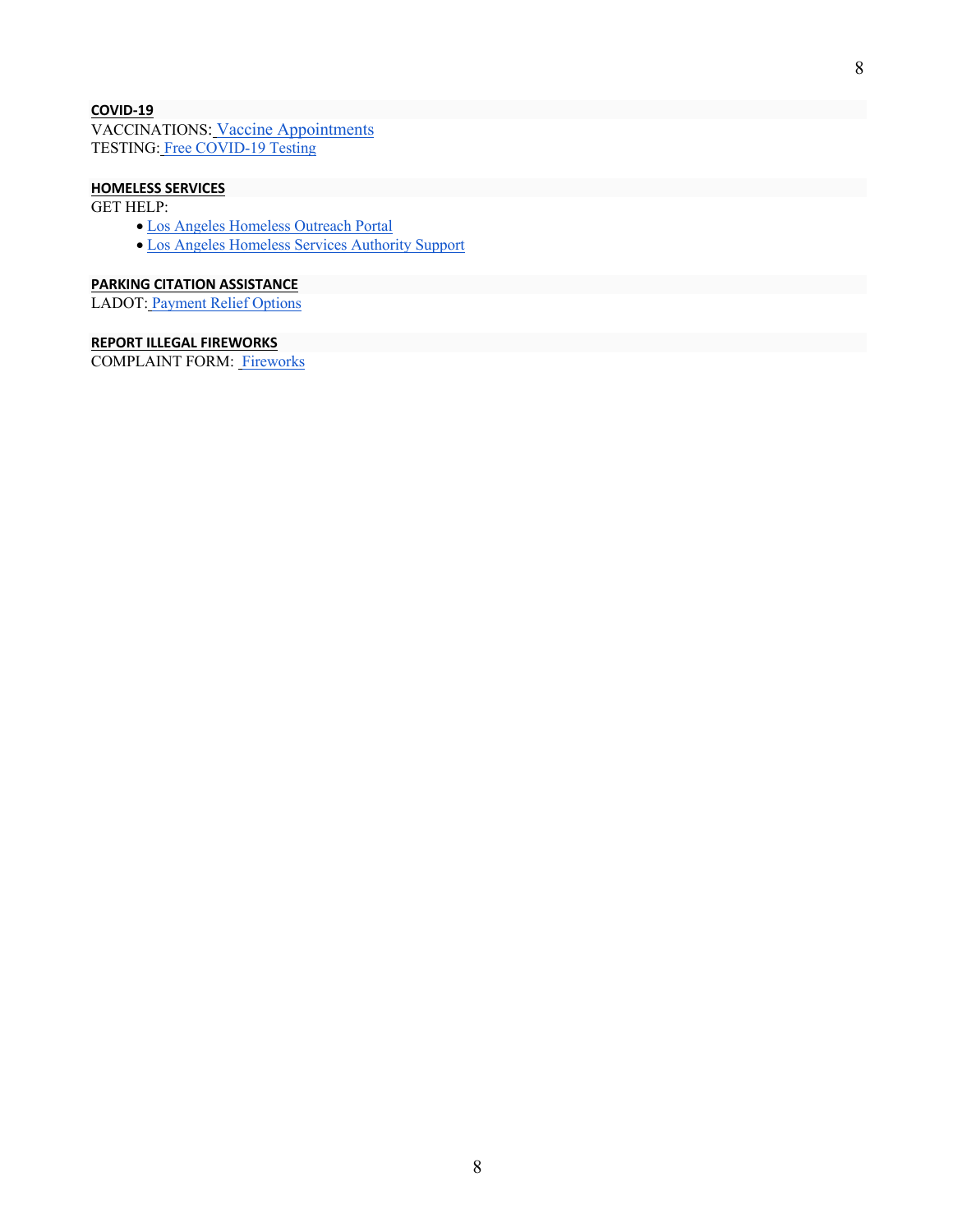**COVID-19**

VACCINATIONS: Vaccine Appointments
TESTING: Free COVID-19 Testing

**HOMELESS SERVICES**

GET HELP:

- Los Angeles Homeless Outreach Portal
- Los Angeles Homeless Services Authority Support

**PARKING CITATION ASSISTANCE**

LADOT: Payment Relief Options

**REPORT ILLEGAL FIREWORKS**

COMPLAINT FORM: Fireworks